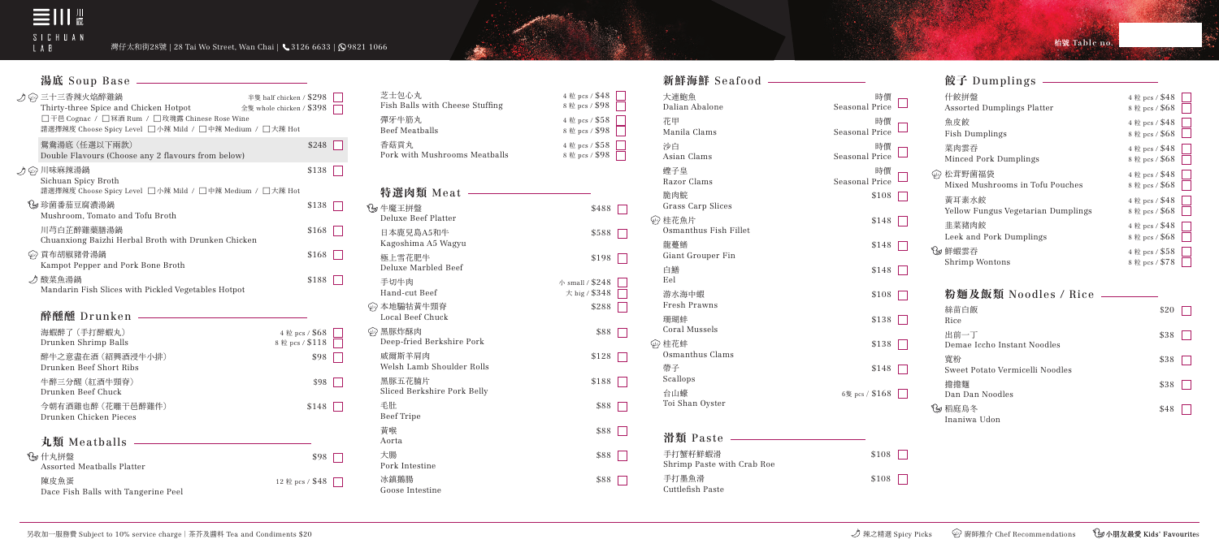SICHUAN LAB

灣仔太和街28號 | 28 Tai Wo Street, Wan Chai | 3126 6633 | 9821 1066

枱號 Table no.

## 湯底 Soup Base

- 🌶 👨‍🍳 三十三香辣火焰醉雞鍋 Thirty-three Spice and Chicken Hotpot — 半隻 half chicken / $298 ; 全隻 whole chicken / $398
  - □干邑 Cognac / □冧酒 Rum / □玫瑰露 Chinese Rose Wine
  - 請選擇辣度 Choose Spicy Level □小辣 Mild / □中辣 Medium / □大辣 Hot
- 鴛鴦湯底（任選以下兩款）Double Flavours (Choose any 2 flavours from below) — $248
- 🌶 👨‍🍳 川味麻辣湯鍋 Sichuan Spicy Broth — $138
  - 請選擇辣度 Choose Spicy Level □小辣 Mild / □中辣 Medium / □大辣 Hot
- 👶 珍菌番茄豆腐濃湯鍋 Mushroom, Tomato and Tofu Broth — $138
- 川芎白芷醉雞藥膳湯鍋 Chuanxiong Baizhi Herbal Broth with Drunken Chicken — $168
- 👨‍🍳 貢布胡椒豬骨湯鍋 Kampot Pepper and Pork Bone Broth — $168
- 🌶 酸菜魚湯鍋 Mandarin Fish Slices with Pickled Vegetables Hotpot — $188

## 醉醺醺 Drunken

- 海蝦醉了（手打醉蝦丸）Drunken Shrimp Balls — 4 粒 pcs / $68 ; 8 粒 pcs / $118
- 醉牛之意盡在酒（紹興酒浸牛小排）Drunken Beef Short Ribs — $98
- 牛醉三分醒（紅酒牛頸脊）Drunken Beef Chuck — $98
- 今朝有酒雞也醉（花雕干邑醉雞件）Drunken Chicken Pieces — $148

## 丸類 Meatballs

- 👶 什丸拼盤 Assorted Meatballs Platter — $98
- 陳皮魚蛋 Dace Fish Balls with Tangerine Peel — 12 粒 pcs / $48
- 芝士包心丸 Fish Balls with Cheese Stuffing — 4 粒 pcs / $48 ; 8 粒 pcs / $98
- 彈牙牛筋丸 Beef Meatballs — 4 粒 pcs / $58 ; 8 粒 pcs / $98
- 香菇貢丸 Pork with Mushrooms Meatballs — 4 粒 pcs / $58 ; 8 粒 pcs / $98

## 特選肉類 Meat

- 👶 牛魔王拼盤 Deluxe Beef Platter — $488
- 日本鹿兒島A5和牛 Kagoshima A5 Wagyu — $588
- 極上雪花肥牛 Deluxe Marbled Beef — $198
- 手切牛肉 Hand-cut Beef — 小 small / $248 ; 大 big / $348
- 👨‍🍳 本地驕牯黃牛頸脊 Local Beef Chuck — $288
- 👨‍🍳 黑豚炸酥肉 Deep-fried Berkshire Pork — $88
- 威爾斯羊肩肉 Welsh Lamb Shoulder Rolls — $128
- 黑豚五花腩片 Sliced Berkshire Pork Belly — $188
- 毛肚 Beef Tripe — $88
- 黃喉 Aorta — $88
- 大腸 Pork Intestine — $88
- 冰鎮鵝腸 Goose Intestine — $88

## 新鮮海鮮 Seafood

- 大連鮑魚 Dalian Abalone — 時價 Seasonal Price
- 花甲 Manila Clams — 時價 Seasonal Price
- 沙白 Asian Clams — 時價 Seasonal Price
- 蟶子皇 Razor Clams — 時價 Seasonal Price
- 脆肉鯇 Grass Carp Slices — $108
- 👨‍🍳 桂花魚片 Osmanthus Fish Fillet — $148
- 龍躉鰭 Giant Grouper Fin — $148
- 白鱔 Eel — $148
- 游水海中蝦 Fresh Prawns — $108
- 珊瑚蚌 Coral Mussels — $138
- 👨‍🍳 桂花蚌 Osmanthus Clams — $138
- 帶子 Scallops — $148
- 台山蠔 Toi Shan Oyster — 6隻 pcs / $168

## 滑類 Paste

- 手打蟹籽鮮蝦滑 Shrimp Paste with Crab Roe — $108
- 手打墨魚滑 Cuttlefish Paste — $108

## 餃子 Dumplings

- 什餃拼盤 Assorted Dumplings Platter — 4 粒 pcs / $48 ; 8 粒 pcs / $68
- 魚皮餃 Fish Dumplings — 4 粒 pcs / $48 ; 8 粒 pcs / $68
- 菜肉雲吞 Minced Pork Dumplings — 4 粒 pcs / $48 ; 8 粒 pcs / $68
- 👨‍🍳 松茸野菌福袋 Mixed Mushrooms in Tofu Pouches — 4 粒 pcs / $48 ; 8 粒 pcs / $68
- 黃耳素水餃 Yellow Fungus Vegetarian Dumplings — 4 粒 pcs / $48 ; 8 粒 pcs / $68
- 韭菜豬肉餃 Leek and Pork Dumplings — 4 粒 pcs / $48 ; 8 粒 pcs / $68
- 👶 鮮蝦雲吞 Shrimp Wontons — 4 粒 pcs / $58 ; 8 粒 pcs / $78

## 粉麵及飯類 Noodles / Rice

- 絲苗白飯 Rice — $20
- 出前一丁 Demae Iccho Instant Noodles — $38
- 寬粉 Sweet Potato Vermicelli Noodles — $38
- 擔擔麵 Dan Dan Noodles — $38
- 👶 稻庭烏冬 Inaniwa Udon — $48

另收加一服務費 Subject to 10% service charge | 茶芥及醬料 Tea and Condiments $20

🌶 辣之精選 Spicy Picks　👨‍🍳 廚師推介 Chef Recommendations　👶 小朋友最愛 Kids' Favourites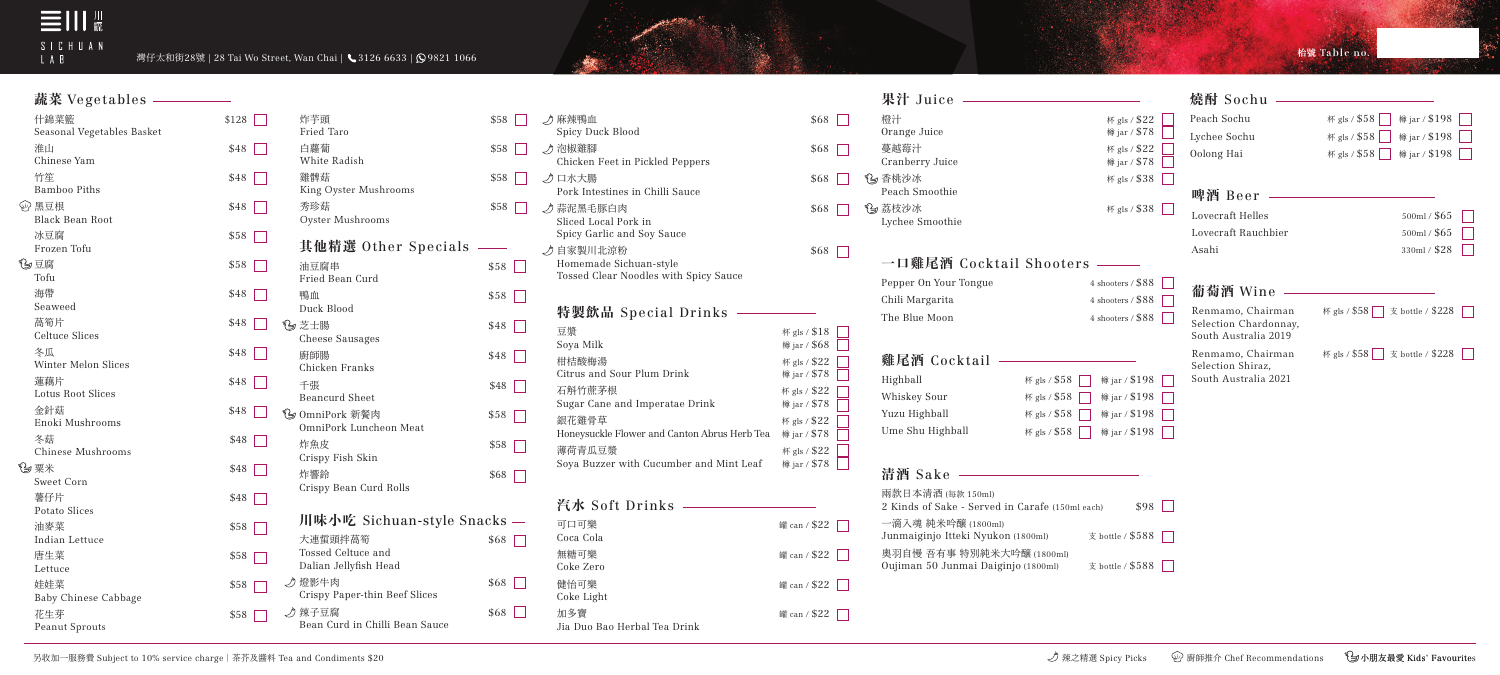SICHUAN LAB

灣仔太和街28號 | 28 Tai Wo Street, Wan Chai | 3126 6633 | 9821 1066

枱號 Table no.

## 蔬菜 Vegetables

| | |
|---|---|
| 什錦菜籃 Seasonal Vegetables Basket | $128 |
| 淮山 Chinese Yam | $48 |
| 竹笙 Bamboo Piths | $48 |
| 黑豆根 Black Bean Root | $48 |
| 冰豆腐 Frozen Tofu | $58 |
| 豆腐 Tofu | $58 |
| 海帶 Seaweed | $48 |
| 萵筍片 Celtuce Slices | $48 |
| 冬瓜 Winter Melon Slices | $48 |
| 蓮藕片 Lotus Root Slices | $48 |
| 金針菇 Enoki Mushrooms | $48 |
| 冬菇 Chinese Mushrooms | $48 |
| 粟米 Sweet Corn | $48 |
| 薯仔片 Potato Slices | $48 |
| 油麥菜 Indian Lettuce | $58 |
| 唐生菜 Lettuce | $58 |
| 娃娃菜 Baby Chinese Cabbage | $58 |
| 花生芽 Peanut Sprouts | $58 |
| 炸芋頭 Fried Taro | $58 |
| 白蘿蔔 White Radish | $58 |
| 雞髀菇 King Oyster Mushrooms | $58 |
| 秀珍菇 Oyster Mushrooms | $58 |

## 其他精選 Other Specials

| | |
|---|---|
| 油豆腐串 Fried Bean Curd | $58 |
| 鴨血 Duck Blood | $58 |
| 芝士腸 Cheese Sausages | $48 |
| 廚師腸 Chicken Franks | $48 |
| 千張 Beancurd Sheet | $48 |
| OmniPork 新餐肉 OmniPork Luncheon Meat | $58 |
| 炸魚皮 Crispy Fish Skin | $58 |
| 炸響鈴 Crispy Bean Curd Rolls | $68 |

## 川味小吃 Sichuan-style Snacks

| | |
|---|---|
| 大連蜇頭拌萵筍 Tossed Celtuce and Dalian Jellyfish Head | $68 |
| 燈影牛肉 Crispy Paper-thin Beef Slices | $68 |
| 辣子豆腐 Bean Curd in Chilli Bean Sauce | $68 |
| 麻辣鴨血 Spicy Duck Blood | $68 |
| 泡椒雞腳 Chicken Feet in Pickled Peppers | $68 |
| 口水大腸 Pork Intestines in Chilli Sauce | $68 |
| 蒜泥黑毛豚白肉 Sliced Local Pork in Spicy Garlic and Soy Sauce | $68 |
| 自家製川北涼粉 Homemade Sichuan-style Tossed Clear Noodles with Spicy Sauce | $68 |

## 特製飲品 Special Drinks

| | |
|---|---|
| 豆漿 Soya Milk | 杯 gls / $18; 樽 jar / $68 |
| 柑桔酸梅湯 Citrus and Sour Plum Drink | 杯 gls / $22; 樽 jar / $78 |
| 石斛竹蔗茅根 Sugar Cane and Imperatae Drink | 杯 gls / $22; 樽 jar / $78 |
| 銀花雞骨草 Honeysuckle Flower and Canton Abrus Herb Tea | 杯 gls / $22; 樽 jar / $78 |
| 薄荷青瓜豆漿 Soya Buzzer with Cucumber and Mint Leaf | 杯 gls / $22; 樽 jar / $78 |

## 汽水 Soft Drinks

| | |
|---|---|
| 可口可樂 Coca Cola | 罐 can / $22 |
| 無糖可樂 Coke Zero | 罐 can / $22 |
| 健怡可樂 Coke Light | 罐 can / $22 |
| 加多寶 Jia Duo Bao Herbal Tea Drink | 罐 can / $22 |

## 果汁 Juice

| | |
|---|---|
| 橙汁 Orange Juice | 杯 gls / $22; 樽 jar / $78 |
| 蔓越莓汁 Cranberry Juice | 杯 gls / $22; 樽 jar / $78 |
| 香桃沙冰 Peach Smoothie | 杯 gls / $38 |
| 荔枝沙冰 Lychee Smoothie | 杯 gls / $38 |

## 一口雞尾酒 Cocktail Shooters

| | |
|---|---|
| Pepper On Your Tongue | 4 shooters / $88 |
| Chili Margarita | 4 shooters / $88 |
| The Blue Moon | 4 shooters / $88 |

## 雞尾酒 Cocktail

| | | |
|---|---|---|
| Highball | 杯 gls / $58 | 樽 jar / $198 |
| Whiskey Sour | 杯 gls / $58 | 樽 jar / $198 |
| Yuzu Highball | 杯 gls / $58 | 樽 jar / $198 |
| Ume Shu Highball | 杯 gls / $58 | 樽 jar / $198 |

## 清酒 Sake

| | |
|---|---|
| 兩款日本清酒 (每款 150ml) 2 Kinds of Sake - Served in Carafe (150ml each) | $98 |
| 一滴入魂 純米吟釀 (1800ml) Junmaiginjo Itteki Nyukon (1800ml) | 支 bottle / $588 |
| 奧羽自慢 吾有事 特別純米大吟釀 (1800ml) Oujiman 50 Junmai Daiginjo (1800ml) | 支 bottle / $588 |

## 燒酎 Sochu

| | | |
|---|---|---|
| Peach Sochu | 杯 gls / $58 | 樽 jar / $198 |
| Lychee Sochu | 杯 gls / $58 | 樽 jar / $198 |
| Oolong Hai | 杯 gls / $58 | 樽 jar / $198 |

## 啤酒 Beer

| | |
|---|---|
| Lovecraft Helles | 500ml / $65 |
| Lovecraft Rauchbier | 500ml / $65 |
| Asahi | 330ml / $28 |

## 葡萄酒 Wine

| | | |
|---|---|---|
| Renmamo, Chairman Selection Chardonnay, South Australia 2019 | 杯 gls / $58 | 支 bottle / $228 |
| Renmamo, Chairman Selection Shiraz, South Australia 2021 | 杯 gls / $58 | 支 bottle / $228 |

另收加一服務費 Subject to 10% service charge | 茶芥及醬料 Tea and Condiments $20

辣之精選 Spicy Picks | 廚師推介 Chef Recommendations | 小朋友最愛 Kids' Favourites